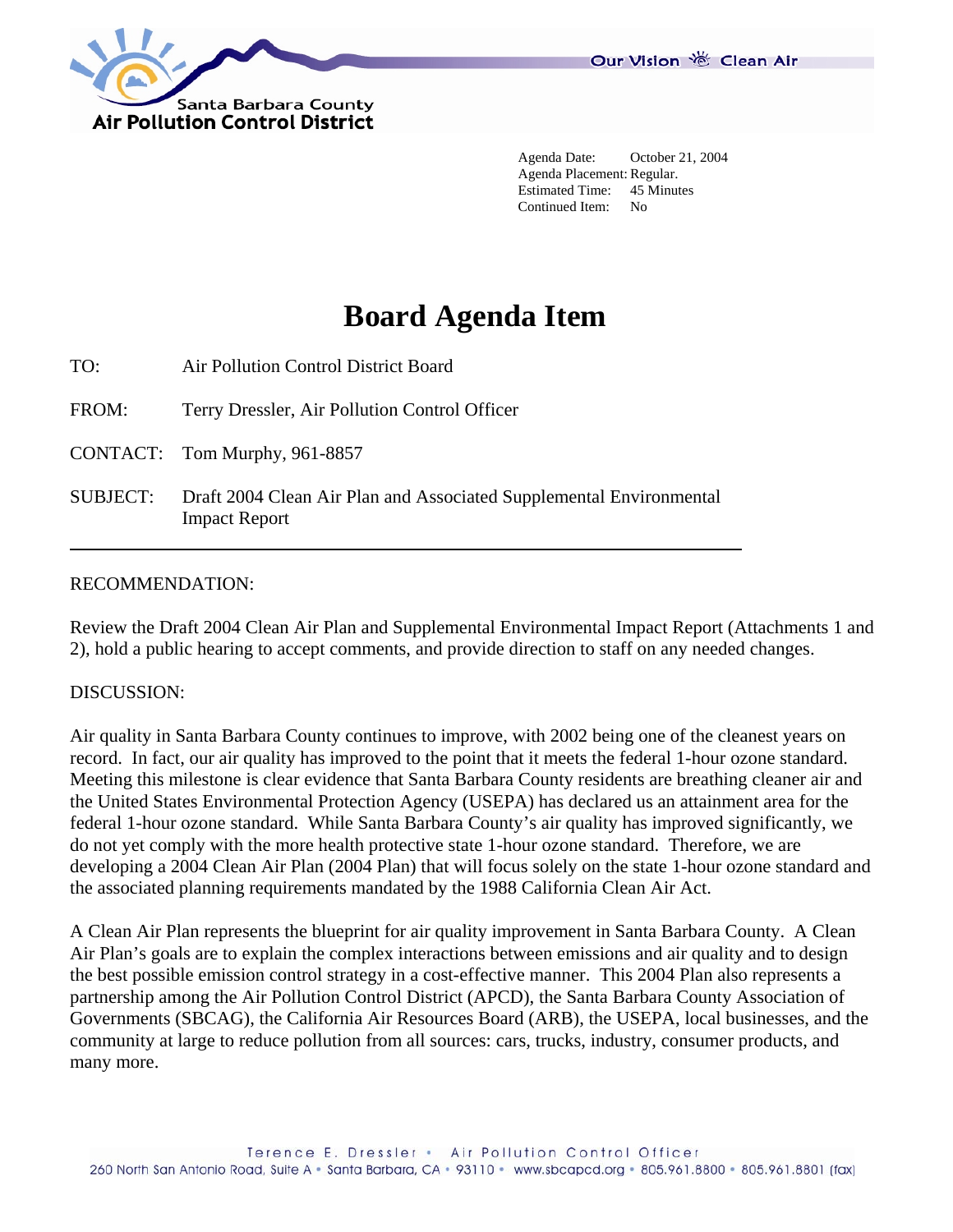Santa Barbara County
**Air Pollution Control District**

Our Vision Clean Air

Agenda Date: October 21, 2004
Agenda Placement: Regular.
Estimated Time: 45 Minutes
Continued Item: No

# Board Agenda Item

TO: Air Pollution Control District Board

FROM: Terry Dressler, Air Pollution Control Officer

CONTACT: Tom Murphy, 961-8857

SUBJECT: Draft 2004 Clean Air Plan and Associated Supplemental Environmental Impact Report

---

RECOMMENDATION:

Review the Draft 2004 Clean Air Plan and Supplemental Environmental Impact Report (Attachments 1 and 2), hold a public hearing to accept comments, and provide direction to staff on any needed changes.

DISCUSSION:

Air quality in Santa Barbara County continues to improve, with 2002 being one of the cleanest years on record. In fact, our air quality has improved to the point that it meets the federal 1-hour ozone standard. Meeting this milestone is clear evidence that Santa Barbara County residents are breathing cleaner air and the United States Environmental Protection Agency (USEPA) has declared us an attainment area for the federal 1-hour ozone standard. While Santa Barbara County's air quality has improved significantly, we do not yet comply with the more health protective state 1-hour ozone standard. Therefore, we are developing a 2004 Clean Air Plan (2004 Plan) that will focus solely on the state 1-hour ozone standard and the associated planning requirements mandated by the 1988 California Clean Air Act.

A Clean Air Plan represents the blueprint for air quality improvement in Santa Barbara County. A Clean Air Plan's goals are to explain the complex interactions between emissions and air quality and to design the best possible emission control strategy in a cost-effective manner. This 2004 Plan also represents a partnership among the Air Pollution Control District (APCD), the Santa Barbara County Association of Governments (SBCAG), the California Air Resources Board (ARB), the USEPA, local businesses, and the community at large to reduce pollution from all sources: cars, trucks, industry, consumer products, and many more.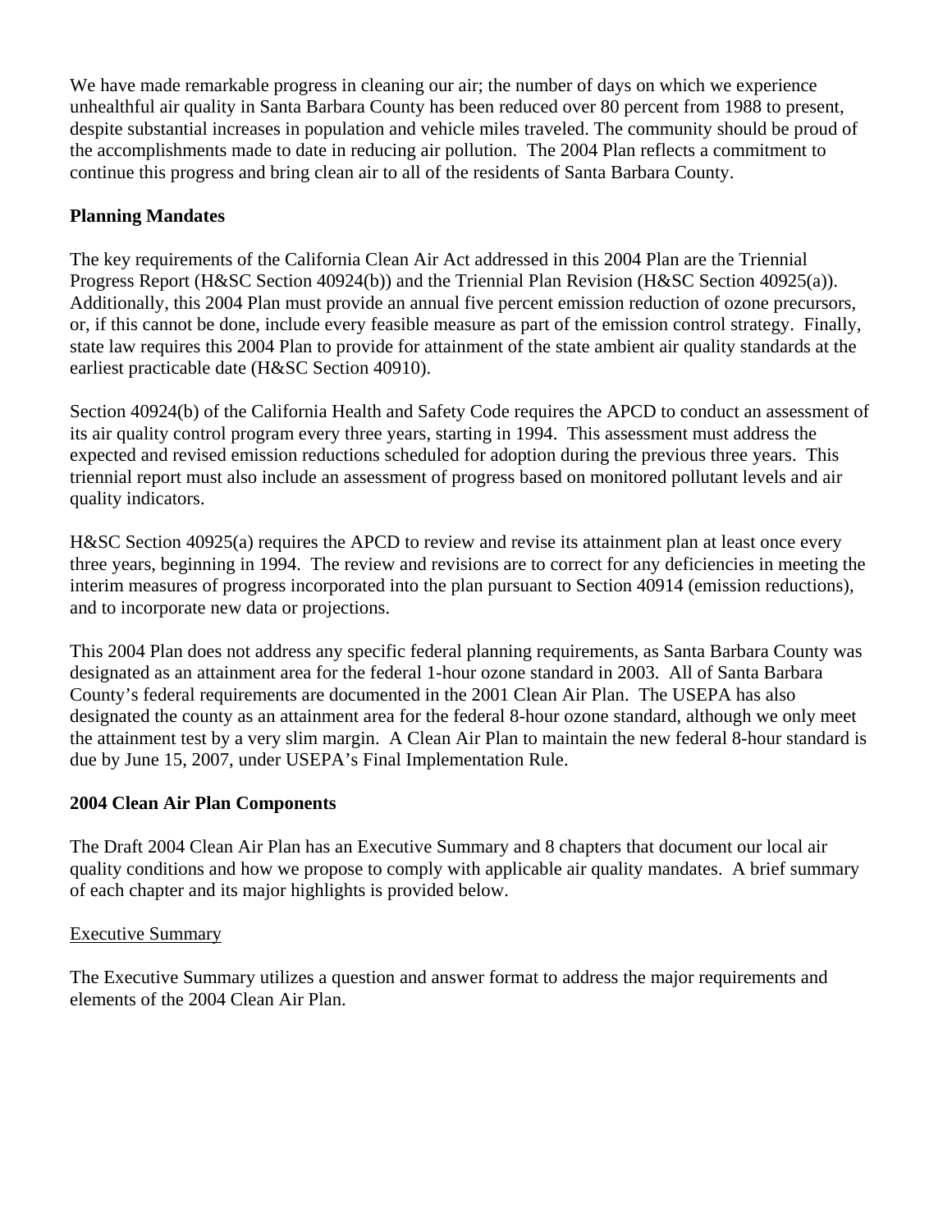We have made remarkable progress in cleaning our air; the number of days on which we experience unhealthful air quality in Santa Barbara County has been reduced over 80 percent from 1988 to present, despite substantial increases in population and vehicle miles traveled. The community should be proud of the accomplishments made to date in reducing air pollution. The 2004 Plan reflects a commitment to continue this progress and bring clean air to all of the residents of Santa Barbara County.

**Planning Mandates**

The key requirements of the California Clean Air Act addressed in this 2004 Plan are the Triennial Progress Report (H&SC Section 40924(b)) and the Triennial Plan Revision (H&SC Section 40925(a)). Additionally, this 2004 Plan must provide an annual five percent emission reduction of ozone precursors, or, if this cannot be done, include every feasible measure as part of the emission control strategy. Finally, state law requires this 2004 Plan to provide for attainment of the state ambient air quality standards at the earliest practicable date (H&SC Section 40910).

Section 40924(b) of the California Health and Safety Code requires the APCD to conduct an assessment of its air quality control program every three years, starting in 1994. This assessment must address the expected and revised emission reductions scheduled for adoption during the previous three years. This triennial report must also include an assessment of progress based on monitored pollutant levels and air quality indicators.

H&SC Section 40925(a) requires the APCD to review and revise its attainment plan at least once every three years, beginning in 1994. The review and revisions are to correct for any deficiencies in meeting the interim measures of progress incorporated into the plan pursuant to Section 40914 (emission reductions), and to incorporate new data or projections.

This 2004 Plan does not address any specific federal planning requirements, as Santa Barbara County was designated as an attainment area for the federal 1-hour ozone standard in 2003. All of Santa Barbara County's federal requirements are documented in the 2001 Clean Air Plan. The USEPA has also designated the county as an attainment area for the federal 8-hour ozone standard, although we only meet the attainment test by a very slim margin. A Clean Air Plan to maintain the new federal 8-hour standard is due by June 15, 2007, under USEPA's Final Implementation Rule.

**2004 Clean Air Plan Components**

The Draft 2004 Clean Air Plan has an Executive Summary and 8 chapters that document our local air quality conditions and how we propose to comply with applicable air quality mandates. A brief summary of each chapter and its major highlights is provided below.

Executive Summary

The Executive Summary utilizes a question and answer format to address the major requirements and elements of the 2004 Clean Air Plan.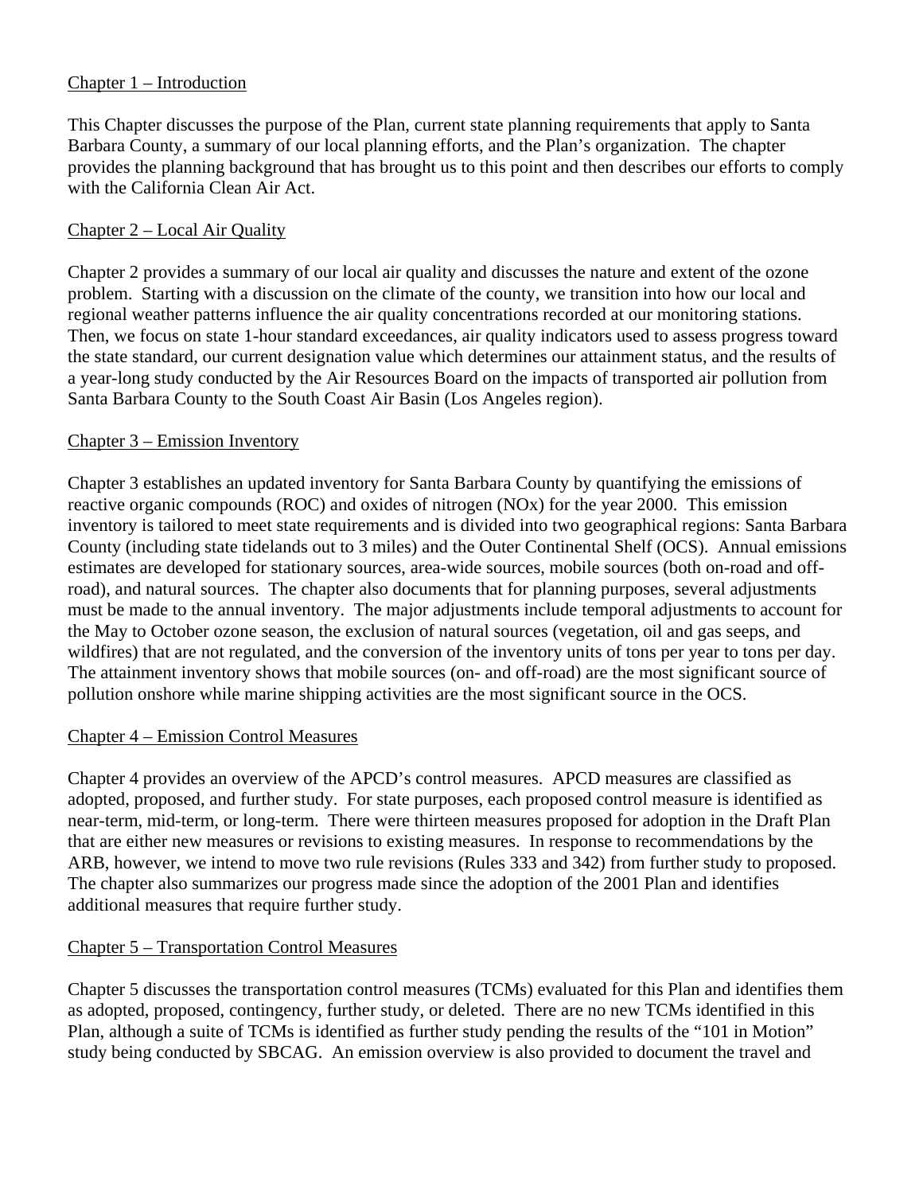Chapter 1 – Introduction

This Chapter discusses the purpose of the Plan, current state planning requirements that apply to Santa Barbara County, a summary of our local planning efforts, and the Plan's organization. The chapter provides the planning background that has brought us to this point and then describes our efforts to comply with the California Clean Air Act.

Chapter 2 – Local Air Quality

Chapter 2 provides a summary of our local air quality and discusses the nature and extent of the ozone problem. Starting with a discussion on the climate of the county, we transition into how our local and regional weather patterns influence the air quality concentrations recorded at our monitoring stations. Then, we focus on state 1-hour standard exceedances, air quality indicators used to assess progress toward the state standard, our current designation value which determines our attainment status, and the results of a year-long study conducted by the Air Resources Board on the impacts of transported air pollution from Santa Barbara County to the South Coast Air Basin (Los Angeles region).

Chapter 3 – Emission Inventory

Chapter 3 establishes an updated inventory for Santa Barbara County by quantifying the emissions of reactive organic compounds (ROC) and oxides of nitrogen (NOx) for the year 2000. This emission inventory is tailored to meet state requirements and is divided into two geographical regions: Santa Barbara County (including state tidelands out to 3 miles) and the Outer Continental Shelf (OCS). Annual emissions estimates are developed for stationary sources, area-wide sources, mobile sources (both on-road and off-road), and natural sources. The chapter also documents that for planning purposes, several adjustments must be made to the annual inventory. The major adjustments include temporal adjustments to account for the May to October ozone season, the exclusion of natural sources (vegetation, oil and gas seeps, and wildfires) that are not regulated, and the conversion of the inventory units of tons per year to tons per day. The attainment inventory shows that mobile sources (on- and off-road) are the most significant source of pollution onshore while marine shipping activities are the most significant source in the OCS.

Chapter 4 – Emission Control Measures

Chapter 4 provides an overview of the APCD's control measures. APCD measures are classified as adopted, proposed, and further study. For state purposes, each proposed control measure is identified as near-term, mid-term, or long-term. There were thirteen measures proposed for adoption in the Draft Plan that are either new measures or revisions to existing measures. In response to recommendations by the ARB, however, we intend to move two rule revisions (Rules 333 and 342) from further study to proposed. The chapter also summarizes our progress made since the adoption of the 2001 Plan and identifies additional measures that require further study.

Chapter 5 – Transportation Control Measures

Chapter 5 discusses the transportation control measures (TCMs) evaluated for this Plan and identifies them as adopted, proposed, contingency, further study, or deleted. There are no new TCMs identified in this Plan, although a suite of TCMs is identified as further study pending the results of the "101 in Motion" study being conducted by SBCAG. An emission overview is also provided to document the travel and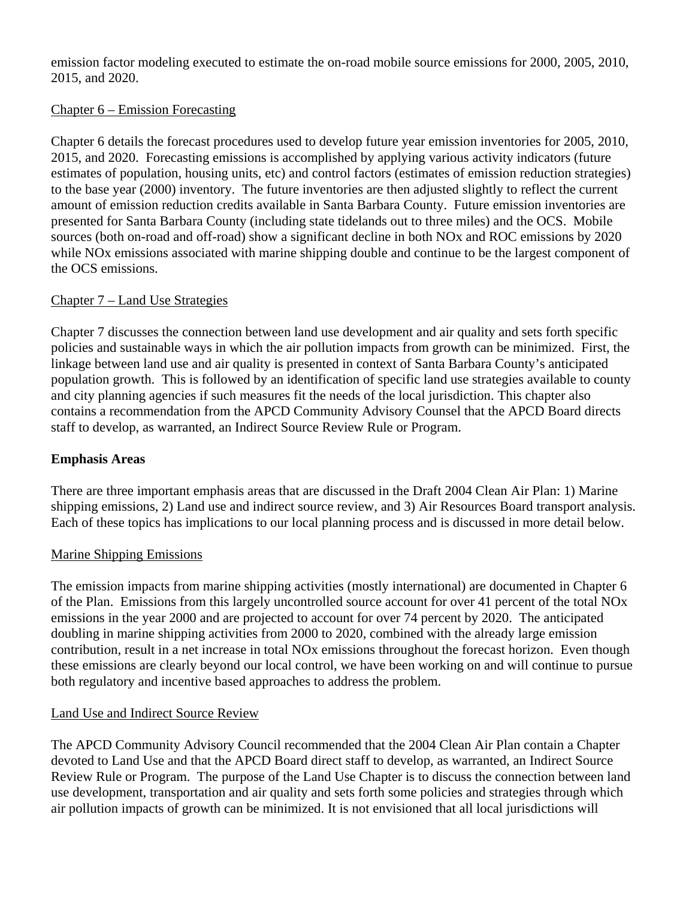emission factor modeling executed to estimate the on-road mobile source emissions for 2000, 2005, 2010, 2015, and 2020.

Chapter 6 – Emission Forecasting

Chapter 6 details the forecast procedures used to develop future year emission inventories for 2005, 2010, 2015, and 2020. Forecasting emissions is accomplished by applying various activity indicators (future estimates of population, housing units, etc) and control factors (estimates of emission reduction strategies) to the base year (2000) inventory. The future inventories are then adjusted slightly to reflect the current amount of emission reduction credits available in Santa Barbara County. Future emission inventories are presented for Santa Barbara County (including state tidelands out to three miles) and the OCS. Mobile sources (both on-road and off-road) show a significant decline in both NOx and ROC emissions by 2020 while NOx emissions associated with marine shipping double and continue to be the largest component of the OCS emissions.

Chapter 7 – Land Use Strategies

Chapter 7 discusses the connection between land use development and air quality and sets forth specific policies and sustainable ways in which the air pollution impacts from growth can be minimized. First, the linkage between land use and air quality is presented in context of Santa Barbara County's anticipated population growth. This is followed by an identification of specific land use strategies available to county and city planning agencies if such measures fit the needs of the local jurisdiction. This chapter also contains a recommendation from the APCD Community Advisory Counsel that the APCD Board directs staff to develop, as warranted, an Indirect Source Review Rule or Program.

**Emphasis Areas**

There are three important emphasis areas that are discussed in the Draft 2004 Clean Air Plan: 1) Marine shipping emissions, 2) Land use and indirect source review, and 3) Air Resources Board transport analysis. Each of these topics has implications to our local planning process and is discussed in more detail below.

Marine Shipping Emissions

The emission impacts from marine shipping activities (mostly international) are documented in Chapter 6 of the Plan. Emissions from this largely uncontrolled source account for over 41 percent of the total NOx emissions in the year 2000 and are projected to account for over 74 percent by 2020. The anticipated doubling in marine shipping activities from 2000 to 2020, combined with the already large emission contribution, result in a net increase in total NOx emissions throughout the forecast horizon. Even though these emissions are clearly beyond our local control, we have been working on and will continue to pursue both regulatory and incentive based approaches to address the problem.

Land Use and Indirect Source Review

The APCD Community Advisory Council recommended that the 2004 Clean Air Plan contain a Chapter devoted to Land Use and that the APCD Board direct staff to develop, as warranted, an Indirect Source Review Rule or Program. The purpose of the Land Use Chapter is to discuss the connection between land use development, transportation and air quality and sets forth some policies and strategies through which air pollution impacts of growth can be minimized. It is not envisioned that all local jurisdictions will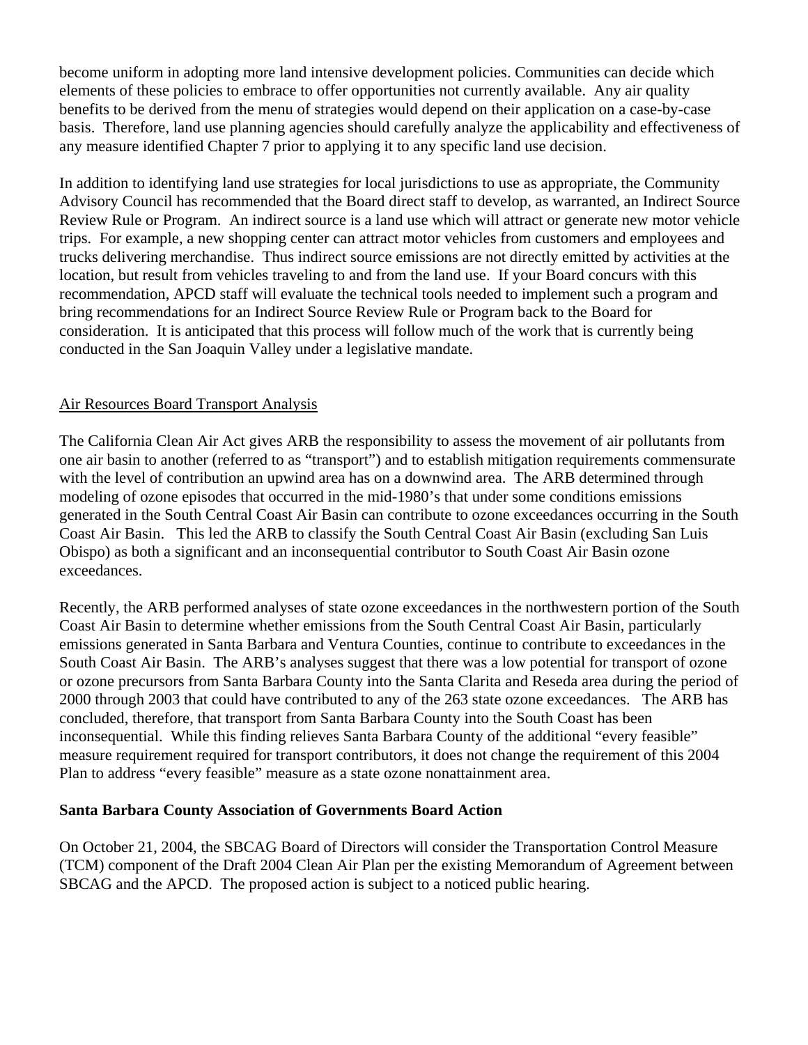become uniform in adopting more land intensive development policies. Communities can decide which elements of these policies to embrace to offer opportunities not currently available. Any air quality benefits to be derived from the menu of strategies would depend on their application on a case-by-case basis. Therefore, land use planning agencies should carefully analyze the applicability and effectiveness of any measure identified Chapter 7 prior to applying it to any specific land use decision.

In addition to identifying land use strategies for local jurisdictions to use as appropriate, the Community Advisory Council has recommended that the Board direct staff to develop, as warranted, an Indirect Source Review Rule or Program. An indirect source is a land use which will attract or generate new motor vehicle trips. For example, a new shopping center can attract motor vehicles from customers and employees and trucks delivering merchandise. Thus indirect source emissions are not directly emitted by activities at the location, but result from vehicles traveling to and from the land use. If your Board concurs with this recommendation, APCD staff will evaluate the technical tools needed to implement such a program and bring recommendations for an Indirect Source Review Rule or Program back to the Board for consideration. It is anticipated that this process will follow much of the work that is currently being conducted in the San Joaquin Valley under a legislative mandate.

<u>Air Resources Board Transport Analysis</u>

The California Clean Air Act gives ARB the responsibility to assess the movement of air pollutants from one air basin to another (referred to as "transport") and to establish mitigation requirements commensurate with the level of contribution an upwind area has on a downwind area. The ARB determined through modeling of ozone episodes that occurred in the mid-1980's that under some conditions emissions generated in the South Central Coast Air Basin can contribute to ozone exceedances occurring in the South Coast Air Basin. This led the ARB to classify the South Central Coast Air Basin (excluding San Luis Obispo) as both a significant and an inconsequential contributor to South Coast Air Basin ozone exceedances.

Recently, the ARB performed analyses of state ozone exceedances in the northwestern portion of the South Coast Air Basin to determine whether emissions from the South Central Coast Air Basin, particularly emissions generated in Santa Barbara and Ventura Counties, continue to contribute to exceedances in the South Coast Air Basin. The ARB's analyses suggest that there was a low potential for transport of ozone or ozone precursors from Santa Barbara County into the Santa Clarita and Reseda area during the period of 2000 through 2003 that could have contributed to any of the 263 state ozone exceedances. The ARB has concluded, therefore, that transport from Santa Barbara County into the South Coast has been inconsequential. While this finding relieves Santa Barbara County of the additional "every feasible" measure requirement required for transport contributors, it does not change the requirement of this 2004 Plan to address "every feasible" measure as a state ozone nonattainment area.

**Santa Barbara County Association of Governments Board Action**

On October 21, 2004, the SBCAG Board of Directors will consider the Transportation Control Measure (TCM) component of the Draft 2004 Clean Air Plan per the existing Memorandum of Agreement between SBCAG and the APCD. The proposed action is subject to a noticed public hearing.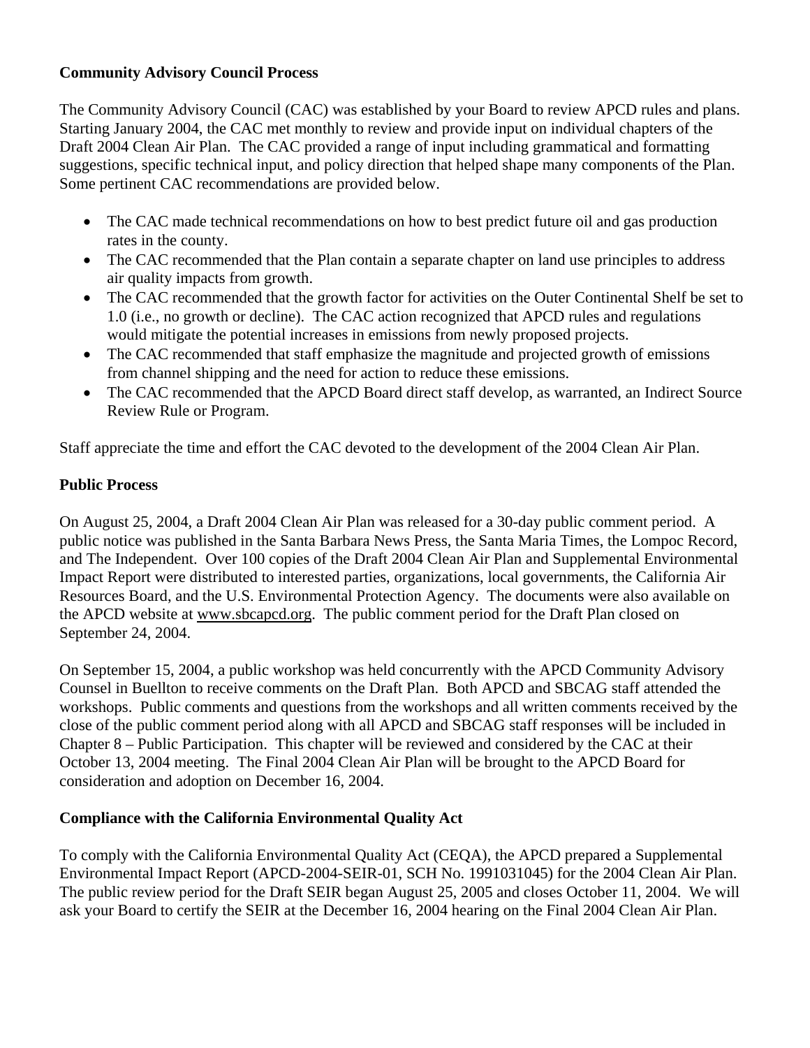**Community Advisory Council Process**

The Community Advisory Council (CAC) was established by your Board to review APCD rules and plans. Starting January 2004, the CAC met monthly to review and provide input on individual chapters of the Draft 2004 Clean Air Plan. The CAC provided a range of input including grammatical and formatting suggestions, specific technical input, and policy direction that helped shape many components of the Plan. Some pertinent CAC recommendations are provided below.

- The CAC made technical recommendations on how to best predict future oil and gas production rates in the county.
- The CAC recommended that the Plan contain a separate chapter on land use principles to address air quality impacts from growth.
- The CAC recommended that the growth factor for activities on the Outer Continental Shelf be set to 1.0 (i.e., no growth or decline). The CAC action recognized that APCD rules and regulations would mitigate the potential increases in emissions from newly proposed projects.
- The CAC recommended that staff emphasize the magnitude and projected growth of emissions from channel shipping and the need for action to reduce these emissions.
- The CAC recommended that the APCD Board direct staff develop, as warranted, an Indirect Source Review Rule or Program.

Staff appreciate the time and effort the CAC devoted to the development of the 2004 Clean Air Plan.

**Public Process**

On August 25, 2004, a Draft 2004 Clean Air Plan was released for a 30-day public comment period. A public notice was published in the Santa Barbara News Press, the Santa Maria Times, the Lompoc Record, and The Independent. Over 100 copies of the Draft 2004 Clean Air Plan and Supplemental Environmental Impact Report were distributed to interested parties, organizations, local governments, the California Air Resources Board, and the U.S. Environmental Protection Agency. The documents were also available on the APCD website at www.sbcapcd.org. The public comment period for the Draft Plan closed on September 24, 2004.

On September 15, 2004, a public workshop was held concurrently with the APCD Community Advisory Counsel in Buellton to receive comments on the Draft Plan. Both APCD and SBCAG staff attended the workshops. Public comments and questions from the workshops and all written comments received by the close of the public comment period along with all APCD and SBCAG staff responses will be included in Chapter 8 – Public Participation. This chapter will be reviewed and considered by the CAC at their October 13, 2004 meeting. The Final 2004 Clean Air Plan will be brought to the APCD Board for consideration and adoption on December 16, 2004.

**Compliance with the California Environmental Quality Act**

To comply with the California Environmental Quality Act (CEQA), the APCD prepared a Supplemental Environmental Impact Report (APCD-2004-SEIR-01, SCH No. 1991031045) for the 2004 Clean Air Plan. The public review period for the Draft SEIR began August 25, 2005 and closes October 11, 2004. We will ask your Board to certify the SEIR at the December 16, 2004 hearing on the Final 2004 Clean Air Plan.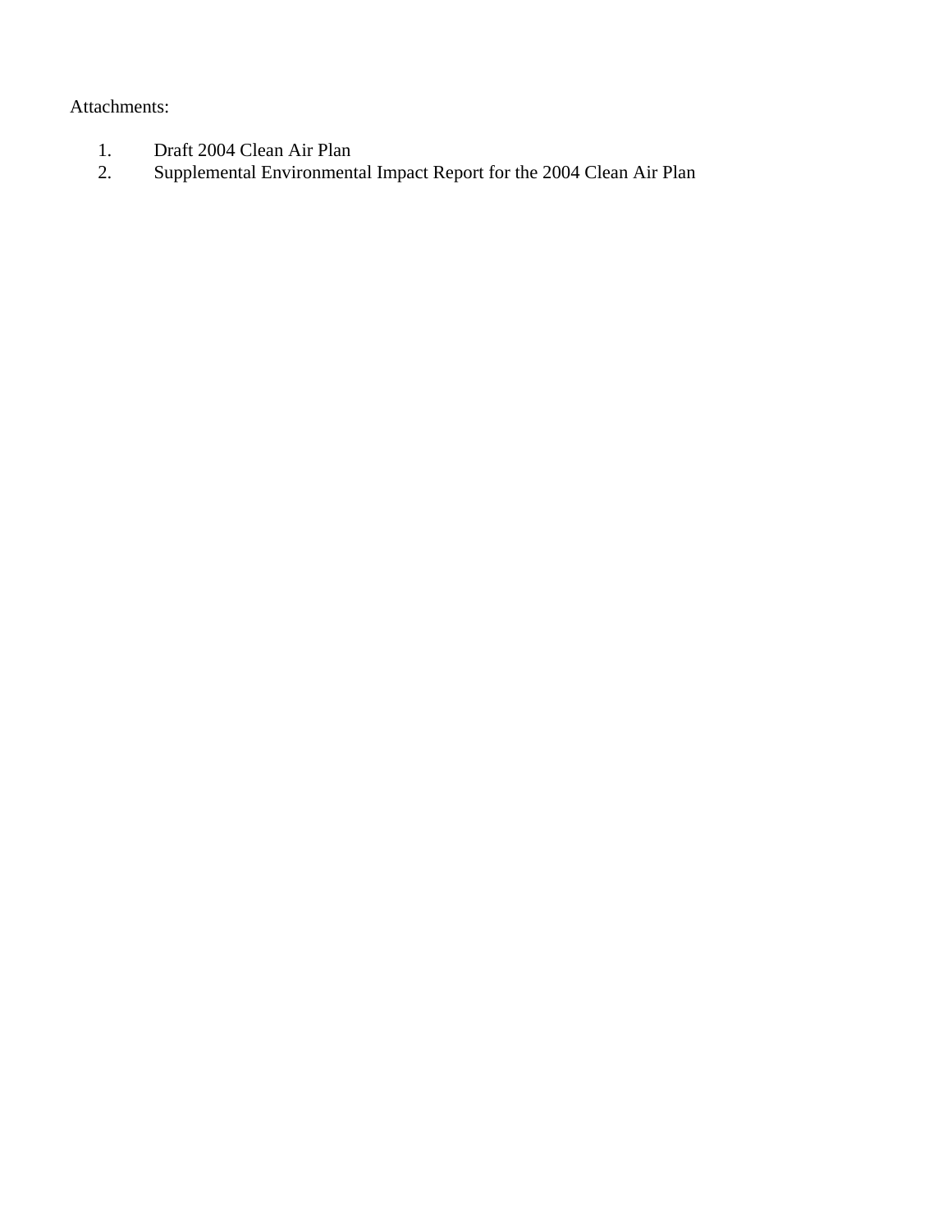Attachments:

1. Draft 2004 Clean Air Plan
2. Supplemental Environmental Impact Report for the 2004 Clean Air Plan